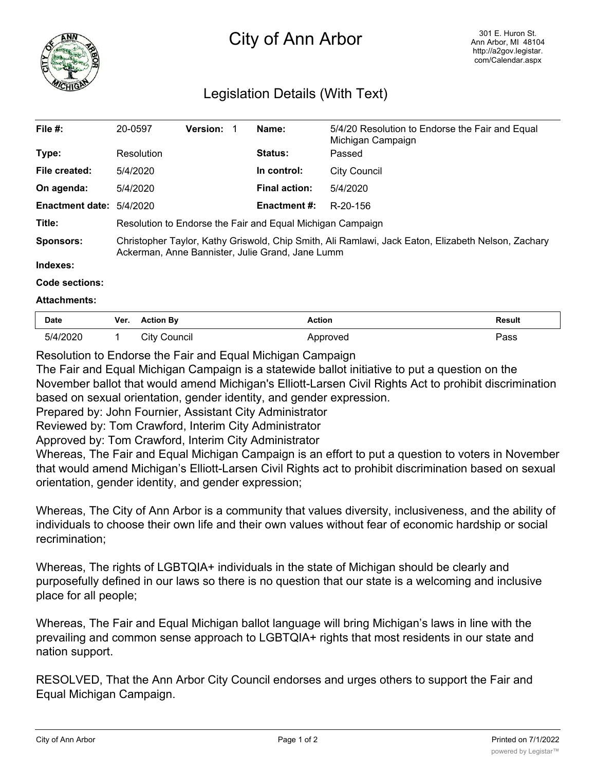# City of Ann Arbor

301 E. Huron St.
Ann Arbor, MI 48104
http://a2gov.legistar.com/Calendar.aspx

## Legislation Details (With Text)

| | | | | | |
|---|---|---|---|---|---|
| **File #:** | 20-0597 | **Version:** 1 | | **Name:** | 5/4/20 Resolution to Endorse the Fair and Equal Michigan Campaign |
| **Type:** | Resolution | | | **Status:** | Passed |
| **File created:** | 5/4/2020 | | | **In control:** | City Council |
| **On agenda:** | 5/4/2020 | | | **Final action:** | 5/4/2020 |
| **Enactment date:** | 5/4/2020 | | | **Enactment #:** | R-20-156 |

**Title:** Resolution to Endorse the Fair and Equal Michigan Campaign

**Sponsors:** Christopher Taylor, Kathy Griswold, Chip Smith, Ali Ramlawi, Jack Eaton, Elizabeth Nelson, Zachary Ackerman, Anne Bannister, Julie Grand, Jane Lumm

**Indexes:**

**Code sections:**

**Attachments:**

| Date | Ver. | Action By | Action | Result |
|---|---|---|---|---|
| 5/4/2020 | 1 | City Council | Approved | Pass |

Resolution to Endorse the Fair and Equal Michigan Campaign

The Fair and Equal Michigan Campaign is a statewide ballot initiative to put a question on the November ballot that would amend Michigan's Elliott-Larsen Civil Rights Act to prohibit discrimination based on sexual orientation, gender identity, and gender expression.

Prepared by: John Fournier, Assistant City Administrator

Reviewed by: Tom Crawford, Interim City Administrator

Approved by: Tom Crawford, Interim City Administrator

Whereas, The Fair and Equal Michigan Campaign is an effort to put a question to voters in November that would amend Michigan's Elliott-Larsen Civil Rights act to prohibit discrimination based on sexual orientation, gender identity, and gender expression;

Whereas, The City of Ann Arbor is a community that values diversity, inclusiveness, and the ability of individuals to choose their own life and their own values without fear of economic hardship or social recrimination;

Whereas, The rights of LGBTQIA+ individuals in the state of Michigan should be clearly and purposefully defined in our laws so there is no question that our state is a welcoming and inclusive place for all people;

Whereas, The Fair and Equal Michigan ballot language will bring Michigan's laws in line with the prevailing and common sense approach to LGBTQIA+ rights that most residents in our state and nation support.

RESOLVED, That the Ann Arbor City Council endorses and urges others to support the Fair and Equal Michigan Campaign.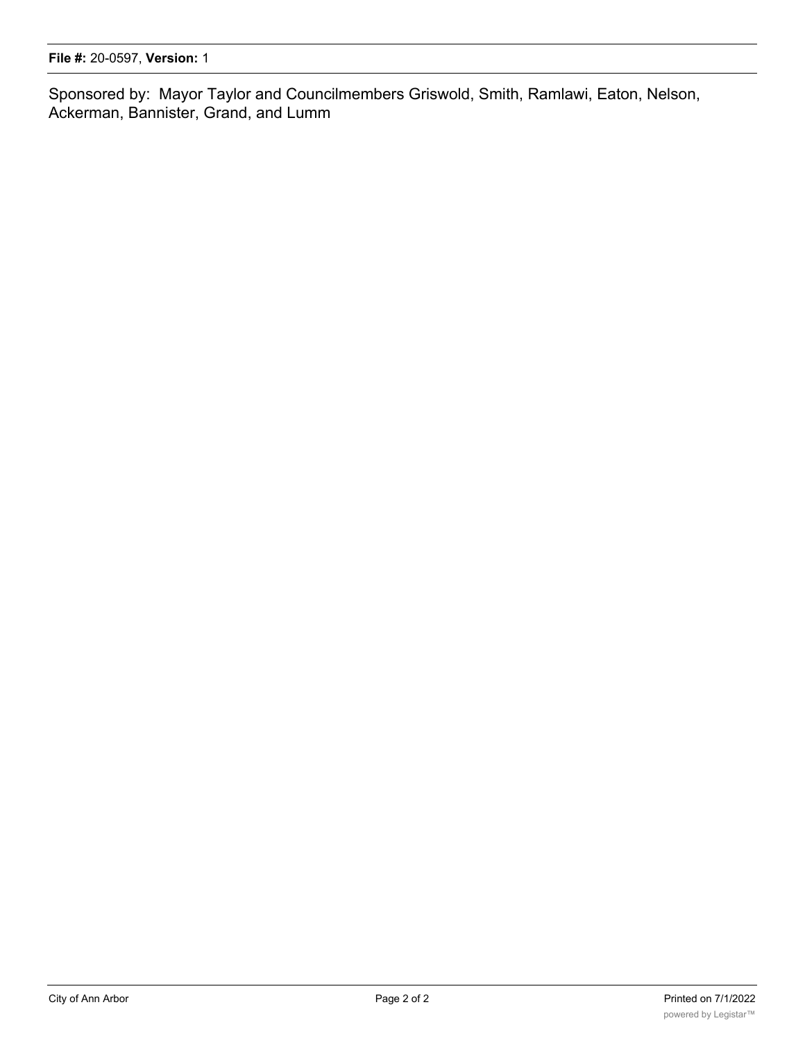Sponsored by: Mayor Taylor and Councilmembers Griswold, Smith, Ramlawi, Eaton, Nelson, Ackerman, Bannister, Grand, and Lumm